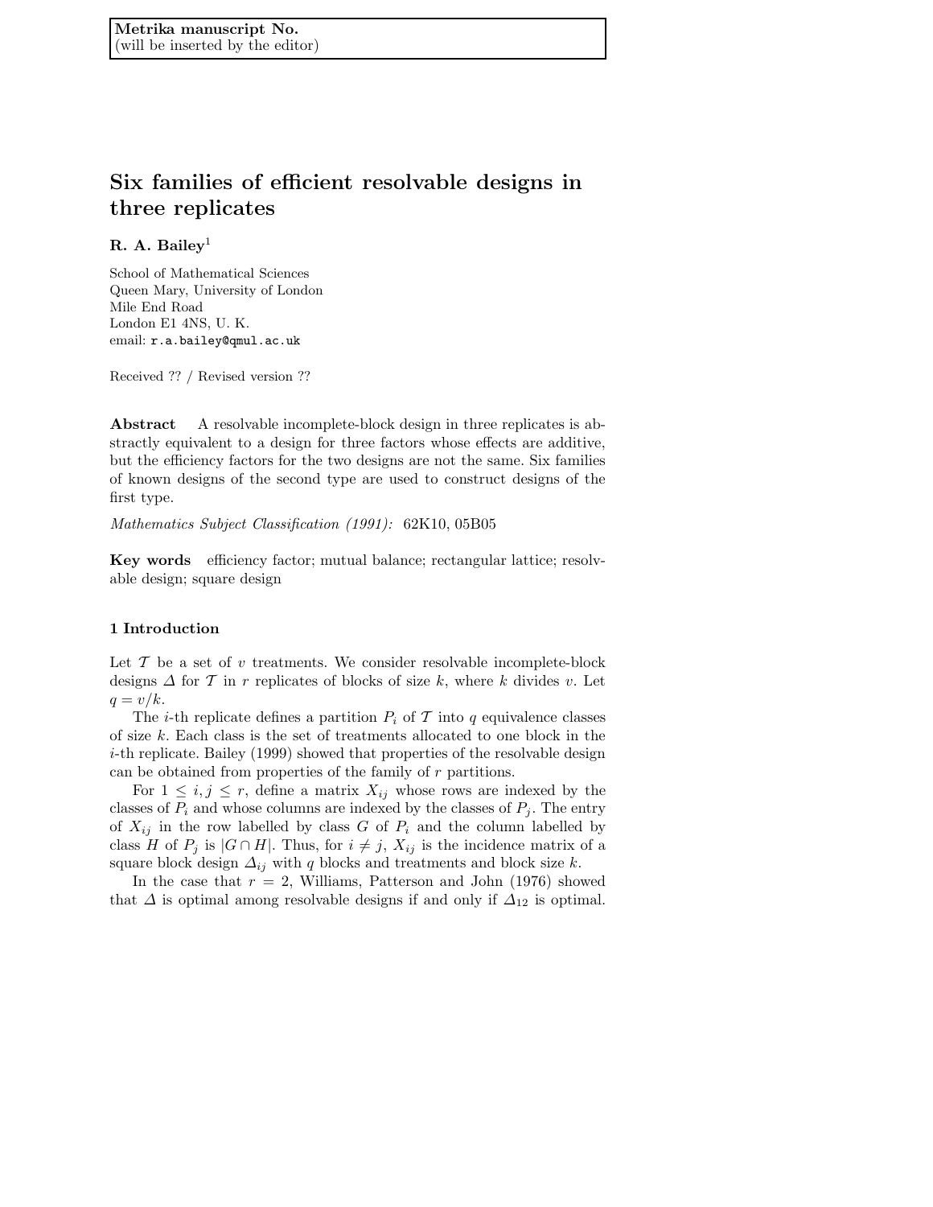**Metrika manuscript No.**
(will be inserted by the editor)

# Six families of efficient resolvable designs in three replicates

**R. A. Bailey**[1]

School of Mathematical Sciences
Queen Mary, University of London
Mile End Road
London E1 4NS, U. K.
email: r.a.bailey@qmul.ac.uk

Received ?? / Revised version ??

**Abstract** A resolvable incomplete-block design in three replicates is abstractly equivalent to a design for three factors whose effects are additive, but the efficiency factors for the two designs are not the same. Six families of known designs of the second type are used to construct designs of the first type.

*Mathematics Subject Classification (1991):* 62K10, 05B05

**Key words** efficiency factor; mutual balance; rectangular lattice; resolvable design; square design

## 1 Introduction

Let $\mathcal{T}$ be a set of $v$ treatments. We consider resolvable incomplete-block designs $\Delta$ for $\mathcal{T}$ in $r$ replicates of blocks of size $k$, where $k$ divides $v$. Let $q = v/k$.

The $i$-th replicate defines a partition $P_i$ of $\mathcal{T}$ into $q$ equivalence classes of size $k$. Each class is the set of treatments allocated to one block in the $i$-th replicate. Bailey (1999) showed that properties of the resolvable design can be obtained from properties of the family of $r$ partitions.

For $1 \leq i, j \leq r$, define a matrix $X_{ij}$ whose rows are indexed by the classes of $P_i$ and whose columns are indexed by the classes of $P_j$. The entry of $X_{ij}$ in the row labelled by class $G$ of $P_i$ and the column labelled by class $H$ of $P_j$ is $|G \cap H|$. Thus, for $i \neq j$, $X_{ij}$ is the incidence matrix of a square block design $\Delta_{ij}$ with $q$ blocks and treatments and block size $k$.

In the case that $r = 2$, Williams, Patterson and John (1976) showed that $\Delta$ is optimal among resolvable designs if and only if $\Delta_{12}$ is optimal.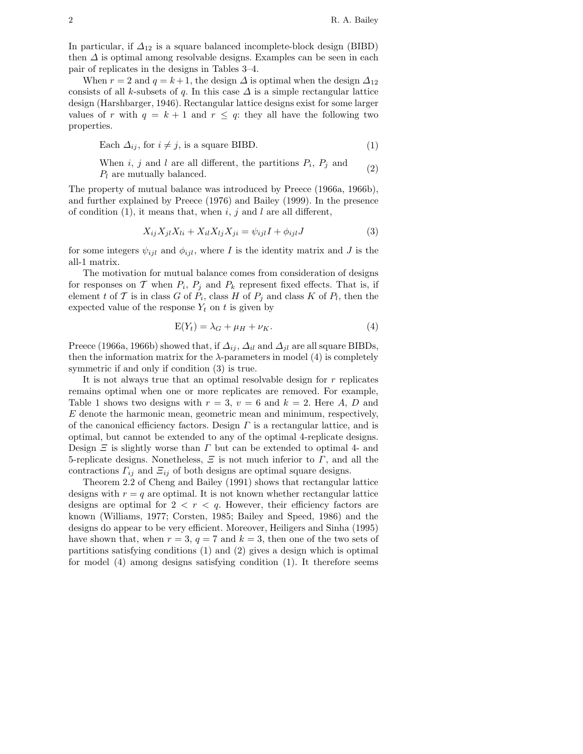In particular, if $\Delta_{12}$ is a square balanced incomplete-block design (BIBD) then $\Delta$ is optimal among resolvable designs. Examples can be seen in each pair of replicates in the designs in Tables 3–4.

When $r = 2$ and $q = k+1$, the design $\Delta$ is optimal when the design $\Delta_{12}$ consists of all $k$-subsets of $q$. In this case $\Delta$ is a simple rectangular lattice design (Harshbarger, 1946). Rectangular lattice designs exist for some larger values of $r$ with $q = k + 1$ and $r \leq q$: they all have the following two properties.

$$\text{Each } \Delta_{ij}, \text{ for } i \neq j, \text{ is a square BIBD.} \tag{1}$$

$$\text{When } i,\ j \text{ and } l \text{ are all different, the partitions } P_i,\ P_j \text{ and } P_l \text{ are mutually balanced.} \tag{2}$$

The property of mutual balance was introduced by Preece (1966a, 1966b), and further explained by Preece (1976) and Bailey (1999). In the presence of condition (1), it means that, when $i$, $j$ and $l$ are all different,

$$X_{ij}X_{jl}X_{li} + X_{il}X_{lj}X_{ji} = \psi_{ijl}I + \phi_{ijl}J \tag{3}$$

for some integers $\psi_{ijl}$ and $\phi_{ijl}$, where $I$ is the identity matrix and $J$ is the all-1 matrix.

The motivation for mutual balance comes from consideration of designs for responses on $\mathcal{T}$ when $P_i$, $P_j$ and $P_k$ represent fixed effects. That is, if element $t$ of $\mathcal{T}$ is in class $G$ of $P_i$, class $H$ of $P_j$ and class $K$ of $P_l$, then the expected value of the response $Y_t$ on $t$ is given by

$$\mathrm{E}(Y_t) = \lambda_G + \mu_H + \nu_K. \tag{4}$$

Preece (1966a, 1966b) showed that, if $\Delta_{ij}$, $\Delta_{il}$ and $\Delta_{jl}$ are all square BIBDs, then the information matrix for the $\lambda$-parameters in model (4) is completely symmetric if and only if condition (3) is true.

It is not always true that an optimal resolvable design for $r$ replicates remains optimal when one or more replicates are removed. For example, Table 1 shows two designs with $r = 3$, $v = 6$ and $k = 2$. Here $A$, $D$ and $E$ denote the harmonic mean, geometric mean and minimum, respectively, of the canonical efficiency factors. Design $\Gamma$ is a rectangular lattice, and is optimal, but cannot be extended to any of the optimal 4-replicate designs. Design $\Xi$ is slightly worse than $\Gamma$ but can be extended to optimal 4- and 5-replicate designs. Nonetheless, $\Xi$ is not much inferior to $\Gamma$, and all the contractions $\Gamma_{ij}$ and $\Xi_{ij}$ of both designs are optimal square designs.

Theorem 2.2 of Cheng and Bailey (1991) shows that rectangular lattice designs with $r = q$ are optimal. It is not known whether rectangular lattice designs are optimal for $2 < r < q$. However, their efficiency factors are known (Williams, 1977; Corsten, 1985; Bailey and Speed, 1986) and the designs do appear to be very efficient. Moreover, Heiligers and Sinha (1995) have shown that, when $r = 3$, $q = 7$ and $k = 3$, then one of the two sets of partitions satisfying conditions (1) and (2) gives a design which is optimal for model (4) among designs satisfying condition (1). It therefore seems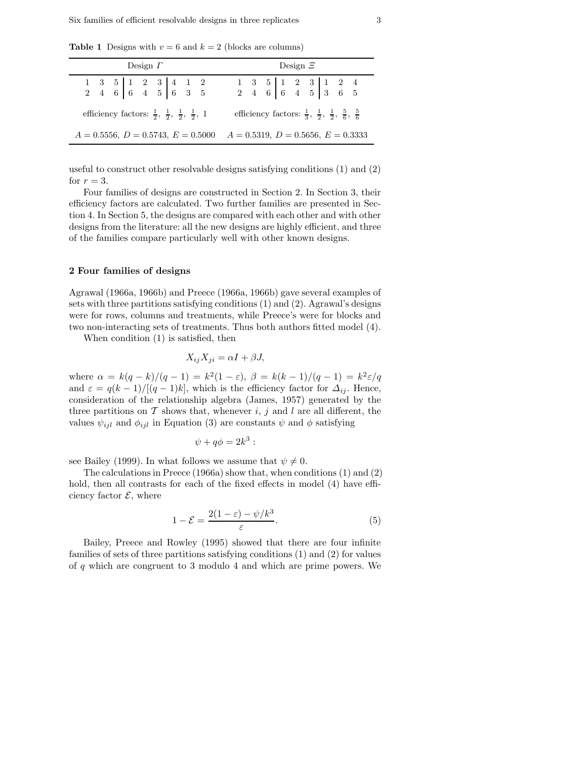**Table 1** Designs with $v = 6$ and $k = 2$ (blocks are columns)

| Design $\Gamma$ | Design $\Xi$ |
|---|---|
| $\begin{array}{ccc\|ccc\|ccc} 1 & 3 & 5 & 1 & 2 & 3 & 4 & 1 & 2 \\ 2 & 4 & 6 & 6 & 4 & 5 & 6 & 3 & 5 \end{array}$ | $\begin{array}{ccc\|ccc\|ccc} 1 & 3 & 5 & 1 & 2 & 3 & 1 & 2 & 4 \\ 2 & 4 & 6 & 6 & 4 & 5 & 3 & 6 & 5 \end{array}$ |
| efficiency factors: $\frac{1}{2}$, $\frac{1}{2}$, $\frac{1}{2}$, $\frac{1}{2}$, 1 | efficiency factors: $\frac{1}{3}$, $\frac{1}{2}$, $\frac{1}{2}$, $\frac{5}{6}$, $\frac{5}{6}$ |
| $A = 0.5556$, $D = 0.5743$, $E = 0.5000$ | $A = 0.5319$, $D = 0.5656$, $E = 0.3333$ |

useful to construct other resolvable designs satisfying conditions (1) and (2) for $r = 3$.

Four families of designs are constructed in Section 2. In Section 3, their efficiency factors are calculated. Two further families are presented in Section 4. In Section 5, the designs are compared with each other and with other designs from the literature: all the new designs are highly efficient, and three of the families compare particularly well with other known designs.

## 2 Four families of designs

Agrawal (1966a, 1966b) and Preece (1966a, 1966b) gave several examples of sets with three partitions satisfying conditions (1) and (2). Agrawal's designs were for rows, columns and treatments, while Preece's were for blocks and two non-interacting sets of treatments. Thus both authors fitted model (4).

When condition (1) is satisfied, then

$$X_{ij}X_{ji} = \alpha I + \beta J,$$

where $\alpha = k(q-k)/(q-1) = k^2(1-\varepsilon)$, $\beta = k(k-1)/(q-1) = k^2\varepsilon/q$ and $\varepsilon = q(k-1)/[(q-1)k]$, which is the efficiency factor for $\Delta_{ij}$. Hence, consideration of the relationship algebra (James, 1957) generated by the three partitions on $\mathcal{T}$ shows that, whenever $i$, $j$ and $l$ are all different, the values $\psi_{ijl}$ and $\phi_{ijl}$ in Equation (3) are constants $\psi$ and $\phi$ satisfying

$$\psi + q\phi = 2k^3 :$$

see Bailey (1999). In what follows we assume that $\psi \neq 0$.

The calculations in Preece (1966a) show that, when conditions (1) and (2) hold, then all contrasts for each of the fixed effects in model (4) have efficiency factor $\mathcal{E}$, where

$$1 - \mathcal{E} = \frac{2(1-\varepsilon) - \psi/k^3}{\varepsilon}. \tag{5}$$

Bailey, Preece and Rowley (1995) showed that there are four infinite families of sets of three partitions satisfying conditions (1) and (2) for values of $q$ which are congruent to 3 modulo 4 and which are prime powers. We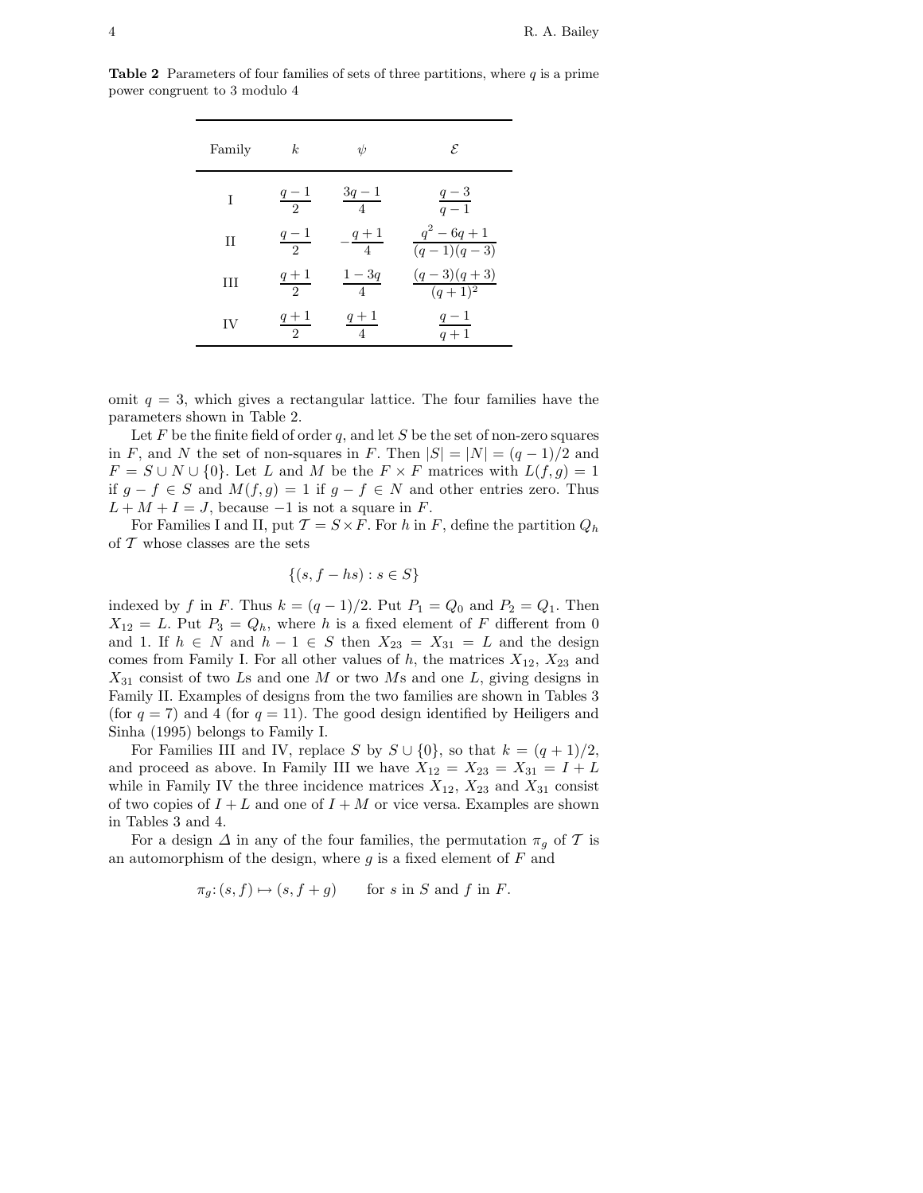**Table 2** Parameters of four families of sets of three partitions, where $q$ is a prime power congruent to 3 modulo 4

| Family | $k$ | $\psi$ | $\mathcal{E}$ |
|---|---|---|---|
| I | $\frac{q-1}{2}$ | $\frac{3q-1}{4}$ | $\frac{q-3}{q-1}$ |
| II | $\frac{q-1}{2}$ | $-\frac{q+1}{4}$ | $\frac{q^2-6q+1}{(q-1)(q-3)}$ |
| III | $\frac{q+1}{2}$ | $\frac{1-3q}{4}$ | $\frac{(q-3)(q+3)}{(q+1)^2}$ |
| IV | $\frac{q+1}{2}$ | $\frac{q+1}{4}$ | $\frac{q-1}{q+1}$ |

omit $q = 3$, which gives a rectangular lattice. The four families have the parameters shown in Table 2.

Let $F$ be the finite field of order $q$, and let $S$ be the set of non-zero squares in $F$, and $N$ the set of non-squares in $F$. Then $|S| = |N| = (q-1)/2$ and $F = S \cup N \cup \{0\}$. Let $L$ and $M$ be the $F \times F$ matrices with $L(f,g) = 1$ if $g - f \in S$ and $M(f,g) = 1$ if $g - f \in N$ and other entries zero. Thus $L + M + I = J$, because $-1$ is not a square in $F$.

For Families I and II, put $\mathcal{T} = S \times F$. For $h$ in $F$, define the partition $Q_h$ of $\mathcal{T}$ whose classes are the sets

$$\{(s, f - hs) : s \in S\}$$

indexed by $f$ in $F$. Thus $k = (q-1)/2$. Put $P_1 = Q_0$ and $P_2 = Q_1$. Then $X_{12} = L$. Put $P_3 = Q_h$, where $h$ is a fixed element of $F$ different from 0 and 1. If $h \in N$ and $h - 1 \in S$ then $X_{23} = X_{31} = L$ and the design comes from Family I. For all other values of $h$, the matrices $X_{12}$, $X_{23}$ and $X_{31}$ consist of two $L$s and one $M$ or two $M$s and one $L$, giving designs in Family II. Examples of designs from the two families are shown in Tables 3 (for $q = 7$) and 4 (for $q = 11$). The good design identified by Heiligers and Sinha (1995) belongs to Family I.

For Families III and IV, replace $S$ by $S \cup \{0\}$, so that $k = (q+1)/2$, and proceed as above. In Family III we have $X_{12} = X_{23} = X_{31} = I + L$ while in Family IV the three incidence matrices $X_{12}$, $X_{23}$ and $X_{31}$ consist of two copies of $I + L$ and one of $I + M$ or vice versa. Examples are shown in Tables 3 and 4.

For a design $\Delta$ in any of the four families, the permutation $\pi_g$ of $\mathcal{T}$ is an automorphism of the design, where $g$ is a fixed element of $F$ and

$$\pi_g \colon (s, f) \mapsto (s, f + g) \qquad \text{for } s \text{ in } S \text{ and } f \text{ in } F.$$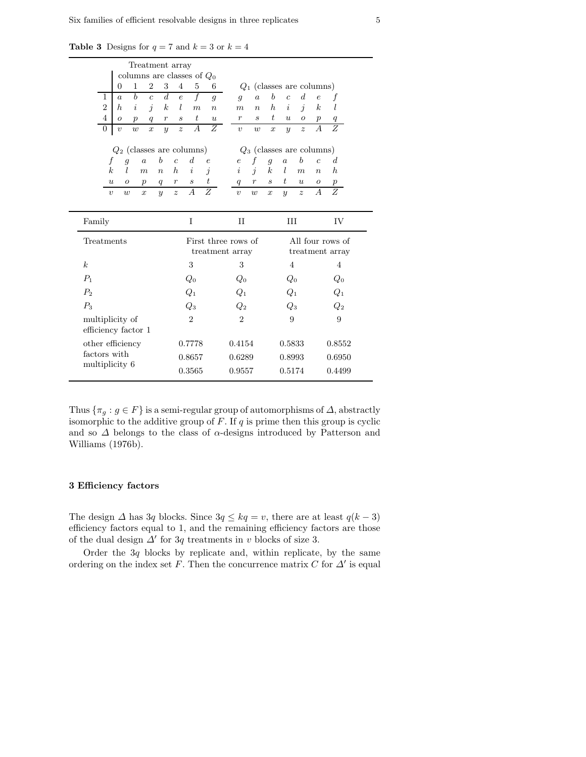**Table 3** Designs for $q = 7$ and $k = 3$ or $k = 4$

Treatment array (columns are classes of $Q_0$)

| | 0 | 1 | 2 | 3 | 4 | 5 | 6 |
|---|---|---|---|---|---|---|---|
| 1 | $a$ | $b$ | $c$ | $d$ | $e$ | $f$ | $g$ |
| 2 | $h$ | $i$ | $j$ | $k$ | $l$ | $m$ | $n$ |
| 4 | $o$ | $p$ | $q$ | $r$ | $s$ | $t$ | $u$ |
| 0 | $v$ | $w$ | $x$ | $y$ | $z$ | $A$ | $Z$ |

$Q_1$ (classes are columns)

| | | | | | | |
|---|---|---|---|---|---|---|
| $g$ | $a$ | $b$ | $c$ | $d$ | $e$ | $f$ |
| $m$ | $n$ | $h$ | $i$ | $j$ | $k$ | $l$ |
| $r$ | $s$ | $t$ | $u$ | $o$ | $p$ | $q$ |
| $v$ | $w$ | $x$ | $y$ | $z$ | $A$ | $Z$ |

$Q_2$ (classes are columns)

| | | | | | | |
|---|---|---|---|---|---|---|
| $f$ | $g$ | $a$ | $b$ | $c$ | $d$ | $e$ |
| $k$ | $l$ | $m$ | $n$ | $h$ | $i$ | $j$ |
| $u$ | $o$ | $p$ | $q$ | $r$ | $s$ | $t$ |
| $v$ | $w$ | $x$ | $y$ | $z$ | $A$ | $Z$ |

$Q_3$ (classes are columns)

| | | | | | | |
|---|---|---|---|---|---|---|
| $e$ | $f$ | $g$ | $a$ | $b$ | $c$ | $d$ |
| $i$ | $j$ | $k$ | $l$ | $m$ | $n$ | $h$ |
| $q$ | $r$ | $s$ | $t$ | $u$ | $o$ | $p$ |
| $v$ | $w$ | $x$ | $y$ | $z$ | $A$ | $Z$ |

| Family | I | II | III | IV |
|---|---|---|---|---|
| Treatments | First three rows of treatment array | | All four rows of treatment array | |
| $k$ | 3 | 3 | 4 | 4 |
| $P_1$ | $Q_0$ | $Q_0$ | $Q_0$ | $Q_0$ |
| $P_2$ | $Q_1$ | $Q_1$ | $Q_1$ | $Q_1$ |
| $P_3$ | $Q_3$ | $Q_2$ | $Q_3$ | $Q_2$ |
| multiplicity of efficiency factor 1 | 2 | 2 | 9 | 9 |
| other efficiency factors with multiplicity 6 | 0.7778 | 0.4154 | 0.5833 | 0.8552 |
| | 0.8657 | 0.6289 | 0.8993 | 0.6950 |
| | 0.3565 | 0.9557 | 0.5174 | 0.4499 |

Thus $\{\pi_g : g \in F\}$ is a semi-regular group of automorphisms of $\Delta$, abstractly isomorphic to the additive group of $F$. If $q$ is prime then this group is cyclic and so $\Delta$ belongs to the class of $\alpha$-designs introduced by Patterson and Williams (1976b).

## 3 Efficiency factors

The design $\Delta$ has $3q$ blocks. Since $3q \leq kq = v$, there are at least $q(k-3)$ efficiency factors equal to 1, and the remaining efficiency factors are those of the dual design $\Delta'$ for $3q$ treatments in $v$ blocks of size 3.

Order the $3q$ blocks by replicate and, within replicate, by the same ordering on the index set $F$. Then the concurrence matrix $C$ for $\Delta'$ is equal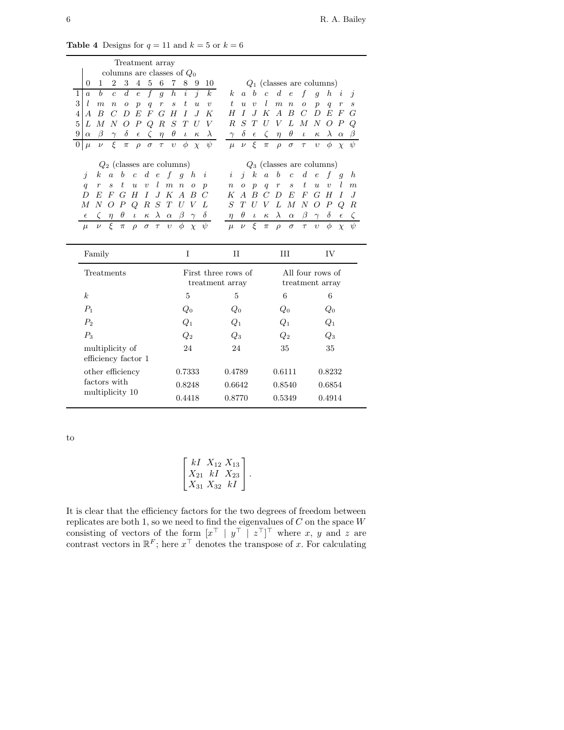**Table 4** Designs for $q = 11$ and $k = 5$ or $k = 6$

Treatment array (columns are classes of $Q_0$)

| | 0 | 1 | 2 | 3 | 4 | 5 | 6 | 7 | 8 | 9 | 10 |
|---|---|---|---|---|---|---|---|---|---|---|---|
| 1 | $a$ | $b$ | $c$ | $d$ | $e$ | $f$ | $g$ | $h$ | $i$ | $j$ | $k$ |
| 3 | $l$ | $m$ | $n$ | $o$ | $p$ | $q$ | $r$ | $s$ | $t$ | $u$ | $v$ |
| 4 | $A$ | $B$ | $C$ | $D$ | $E$ | $F$ | $G$ | $H$ | $I$ | $J$ | $K$ |
| 5 | $L$ | $M$ | $N$ | $O$ | $P$ | $Q$ | $R$ | $S$ | $T$ | $U$ | $V$ |
| 9 | $\alpha$ | $\beta$ | $\gamma$ | $\delta$ | $\epsilon$ | $\zeta$ | $\eta$ | $\theta$ | $\iota$ | $\kappa$ | $\lambda$ |
| 0 | $\mu$ | $\nu$ | $\xi$ | $\pi$ | $\rho$ | $\sigma$ | $\tau$ | $\upsilon$ | $\phi$ | $\chi$ | $\psi$ |

$Q_1$ (classes are columns)

| | | | | | | | | | | |
|---|---|---|---|---|---|---|---|---|---|---|
| $k$ | $a$ | $b$ | $c$ | $d$ | $e$ | $f$ | $g$ | $h$ | $i$ | $j$ |
| $t$ | $u$ | $v$ | $l$ | $m$ | $n$ | $o$ | $p$ | $q$ | $r$ | $s$ |
| $H$ | $I$ | $J$ | $K$ | $A$ | $B$ | $C$ | $D$ | $E$ | $F$ | $G$ |
| $R$ | $S$ | $T$ | $U$ | $V$ | $L$ | $M$ | $N$ | $O$ | $P$ | $Q$ |
| $\gamma$ | $\delta$ | $\epsilon$ | $\zeta$ | $\eta$ | $\theta$ | $\iota$ | $\kappa$ | $\lambda$ | $\alpha$ | $\beta$ |
| $\mu$ | $\nu$ | $\xi$ | $\pi$ | $\rho$ | $\sigma$ | $\tau$ | $\upsilon$ | $\phi$ | $\chi$ | $\psi$ |

$Q_2$ (classes are columns)

| | | | | | | | | | | |
|---|---|---|---|---|---|---|---|---|---|---|
| $j$ | $k$ | $a$ | $b$ | $c$ | $d$ | $e$ | $f$ | $g$ | $h$ | $i$ |
| $q$ | $r$ | $s$ | $t$ | $u$ | $v$ | $l$ | $m$ | $n$ | $o$ | $p$ |
| $D$ | $E$ | $F$ | $G$ | $H$ | $I$ | $J$ | $K$ | $A$ | $B$ | $C$ |
| $M$ | $N$ | $O$ | $P$ | $Q$ | $R$ | $S$ | $T$ | $U$ | $V$ | $L$ |
| $\epsilon$ | $\zeta$ | $\eta$ | $\theta$ | $\iota$ | $\kappa$ | $\lambda$ | $\alpha$ | $\beta$ | $\gamma$ | $\delta$ |
| $\mu$ | $\nu$ | $\xi$ | $\pi$ | $\rho$ | $\sigma$ | $\tau$ | $\upsilon$ | $\phi$ | $\chi$ | $\psi$ |

$Q_3$ (classes are columns)

| | | | | | | | | | | |
|---|---|---|---|---|---|---|---|---|---|---|
| $i$ | $j$ | $k$ | $a$ | $b$ | $c$ | $d$ | $e$ | $f$ | $g$ | $h$ |
| $n$ | $o$ | $p$ | $q$ | $r$ | $s$ | $t$ | $u$ | $v$ | $l$ | $m$ |
| $K$ | $A$ | $B$ | $C$ | $D$ | $E$ | $F$ | $G$ | $H$ | $I$ | $J$ |
| $S$ | $T$ | $U$ | $V$ | $L$ | $M$ | $N$ | $O$ | $P$ | $Q$ | $R$ |
| $\eta$ | $\theta$ | $\iota$ | $\kappa$ | $\lambda$ | $\alpha$ | $\beta$ | $\gamma$ | $\delta$ | $\epsilon$ | $\zeta$ |
| $\mu$ | $\nu$ | $\xi$ | $\pi$ | $\rho$ | $\sigma$ | $\tau$ | $\upsilon$ | $\phi$ | $\chi$ | $\psi$ |

| Family | I | II | III | IV |
|---|---|---|---|---|
| Treatments | First three rows of treatment array | | All four rows of treatment array | |
| $k$ | 5 | 5 | 6 | 6 |
| $P_1$ | $Q_0$ | $Q_0$ | $Q_0$ | $Q_0$ |
| $P_2$ | $Q_1$ | $Q_1$ | $Q_1$ | $Q_1$ |
| $P_3$ | $Q_2$ | $Q_3$ | $Q_2$ | $Q_3$ |
| multiplicity of efficiency factor 1 | 24 | 24 | 35 | 35 |
| other efficiency factors with multiplicity 10 | 0.7333 | 0.4789 | 0.6111 | 0.8232 |
| | 0.8248 | 0.6642 | 0.8540 | 0.6854 |
| | 0.4418 | 0.8770 | 0.5349 | 0.4914 |

to

$$\begin{bmatrix} kI & X_{12} & X_{13} \\ X_{21} & kI & X_{23} \\ X_{31} & X_{32} & kI \end{bmatrix}.$$

It is clear that the efficiency factors for the two degrees of freedom between replicates are both 1, so we need to find the eigenvalues of $C$ on the space $W$ consisting of vectors of the form $[x^\top \mid y^\top \mid z^\top]^\top$ where $x$, $y$ and $z$ are contrast vectors in $\mathbb{R}^F$; here $x^\top$ denotes the transpose of $x$. For calculating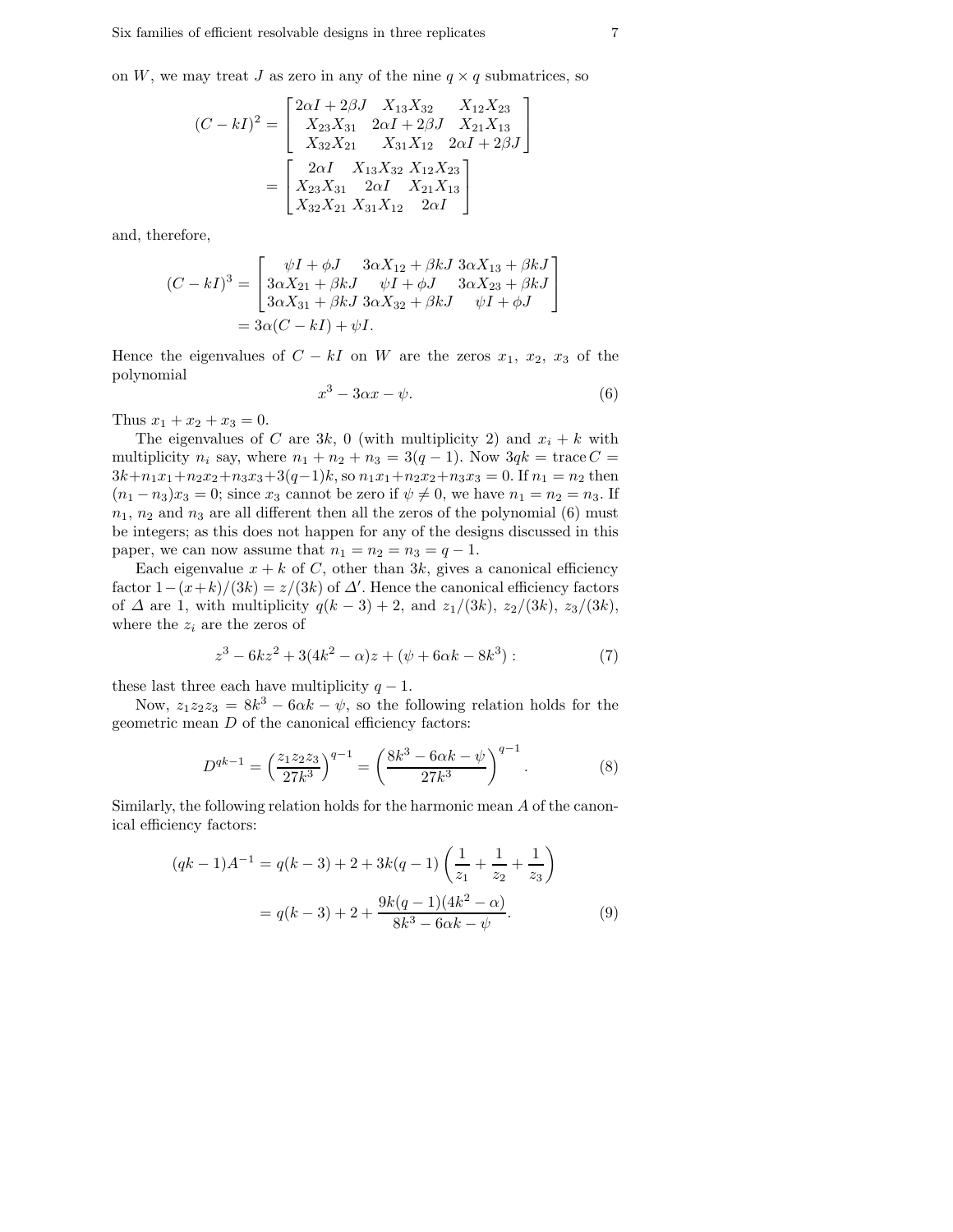on $W$, we may treat $J$ as zero in any of the nine $q \times q$ submatrices, so

$$(C - kI)^2 = \begin{bmatrix} 2\alpha I + 2\beta J & X_{13}X_{32} & X_{12}X_{23} \\ X_{23}X_{31} & 2\alpha I + 2\beta J & X_{21}X_{13} \\ X_{32}X_{21} & X_{31}X_{12} & 2\alpha I + 2\beta J \end{bmatrix}$$
$$= \begin{bmatrix} 2\alpha I & X_{13}X_{32} & X_{12}X_{23} \\ X_{23}X_{31} & 2\alpha I & X_{21}X_{13} \\ X_{32}X_{21} & X_{31}X_{12} & 2\alpha I \end{bmatrix}$$

and, therefore,

$$(C - kI)^3 = \begin{bmatrix} \psi I + \phi J & 3\alpha X_{12} + \beta kJ & 3\alpha X_{13} + \beta kJ \\ 3\alpha X_{21} + \beta kJ & \psi I + \phi J & 3\alpha X_{23} + \beta kJ \\ 3\alpha X_{31} + \beta kJ & 3\alpha X_{32} + \beta kJ & \psi I + \phi J \end{bmatrix}$$
$$= 3\alpha(C - kI) + \psi I.$$

Hence the eigenvalues of $C - kI$ on $W$ are the zeros $x_1$, $x_2$, $x_3$ of the polynomial

$$x^3 - 3\alpha x - \psi. \tag{6}$$

Thus $x_1 + x_2 + x_3 = 0$.

The eigenvalues of $C$ are $3k$, 0 (with multiplicity 2) and $x_i + k$ with multiplicity $n_i$ say, where $n_1 + n_2 + n_3 = 3(q-1)$. Now $3qk = \operatorname{trace} C = 3k + n_1x_1 + n_2x_2 + n_3x_3 + 3(q-1)k$, so $n_1x_1 + n_2x_2 + n_3x_3 = 0$. If $n_1 = n_2$ then $(n_1 - n_3)x_3 = 0$; since $x_3$ cannot be zero if $\psi \neq 0$, we have $n_1 = n_2 = n_3$. If $n_1$, $n_2$ and $n_3$ are all different then all the zeros of the polynomial (6) must be integers; as this does not happen for any of the designs discussed in this paper, we can now assume that $n_1 = n_2 = n_3 = q - 1$.

Each eigenvalue $x + k$ of $C$, other than $3k$, gives a canonical efficiency factor $1 - (x+k)/(3k) = z/(3k)$ of $\Delta'$. Hence the canonical efficiency factors of $\Delta$ are 1, with multiplicity $q(k-3) + 2$, and $z_1/(3k)$, $z_2/(3k)$, $z_3/(3k)$, where the $z_i$ are the zeros of

$$z^3 - 6kz^2 + 3(4k^2 - \alpha)z + (\psi + 6\alpha k - 8k^3): \tag{7}$$

these last three each have multiplicity $q - 1$.

Now, $z_1z_2z_3 = 8k^3 - 6\alpha k - \psi$, so the following relation holds for the geometric mean $D$ of the canonical efficiency factors:

$$D^{qk-1} = \left(\frac{z_1z_2z_3}{27k^3}\right)^{q-1} = \left(\frac{8k^3 - 6\alpha k - \psi}{27k^3}\right)^{q-1}. \tag{8}$$

Similarly, the following relation holds for the harmonic mean $A$ of the canonical efficiency factors:

$$(qk-1)A^{-1} = q(k-3) + 2 + 3k(q-1)\left(\frac{1}{z_1} + \frac{1}{z_2} + \frac{1}{z_3}\right)$$
$$= q(k-3) + 2 + \frac{9k(q-1)(4k^2 - \alpha)}{8k^3 - 6\alpha k - \psi}. \tag{9}$$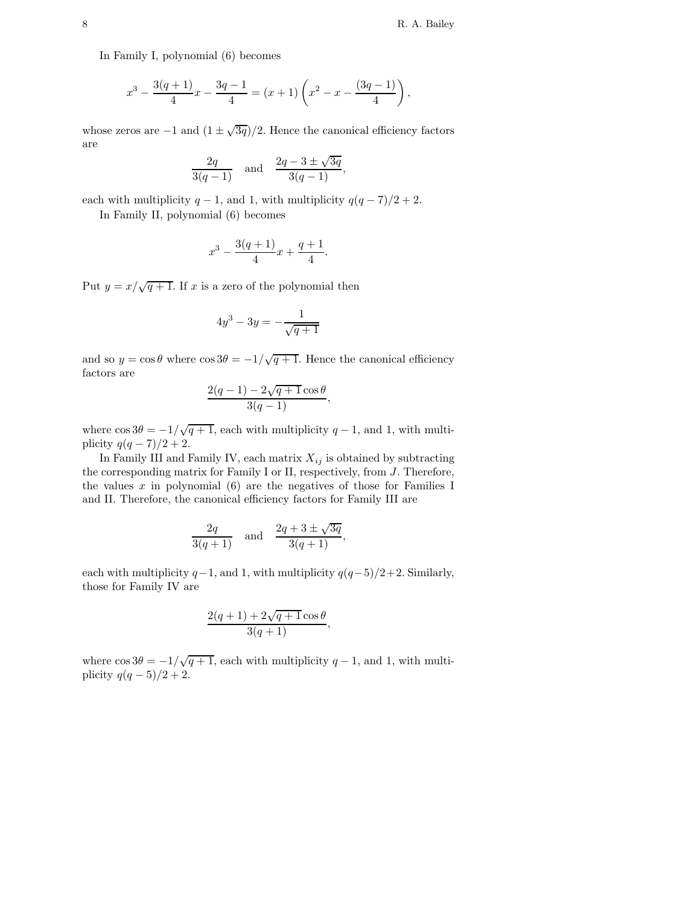In Family I, polynomial (6) becomes

$$x^3 - \frac{3(q+1)}{4}x - \frac{3q-1}{4} = (x+1)\left(x^2 - x - \frac{(3q-1)}{4}\right),$$

whose zeros are $-1$ and $(1 \pm \sqrt{3q})/2$. Hence the canonical efficiency factors are

$$\frac{2q}{3(q-1)} \quad \text{and} \quad \frac{2q-3 \pm \sqrt{3q}}{3(q-1)},$$

each with multiplicity $q-1$, and 1, with multiplicity $q(q-7)/2+2$.

In Family II, polynomial (6) becomes

$$x^3 - \frac{3(q+1)}{4}x + \frac{q+1}{4}.$$

Put $y = x/\sqrt{q+1}$. If $x$ is a zero of the polynomial then

$$4y^3 - 3y = -\frac{1}{\sqrt{q+1}}$$

and so $y = \cos\theta$ where $\cos 3\theta = -1/\sqrt{q+1}$. Hence the canonical efficiency factors are

$$\frac{2(q-1) - 2\sqrt{q+1}\cos\theta}{3(q-1)},$$

where $\cos 3\theta = -1/\sqrt{q+1}$, each with multiplicity $q-1$, and 1, with multiplicity $q(q-7)/2+2$.

In Family III and Family IV, each matrix $X_{ij}$ is obtained by subtracting the corresponding matrix for Family I or II, respectively, from $J$. Therefore, the values $x$ in polynomial (6) are the negatives of those for Families I and II. Therefore, the canonical efficiency factors for Family III are

$$\frac{2q}{3(q+1)} \quad \text{and} \quad \frac{2q+3 \pm \sqrt{3q}}{3(q+1)},$$

each with multiplicity $q-1$, and 1, with multiplicity $q(q-5)/2+2$. Similarly, those for Family IV are

$$\frac{2(q+1) + 2\sqrt{q+1}\cos\theta}{3(q+1)},$$

where $\cos 3\theta = -1/\sqrt{q+1}$, each with multiplicity $q-1$, and 1, with multiplicity $q(q-5)/2+2$.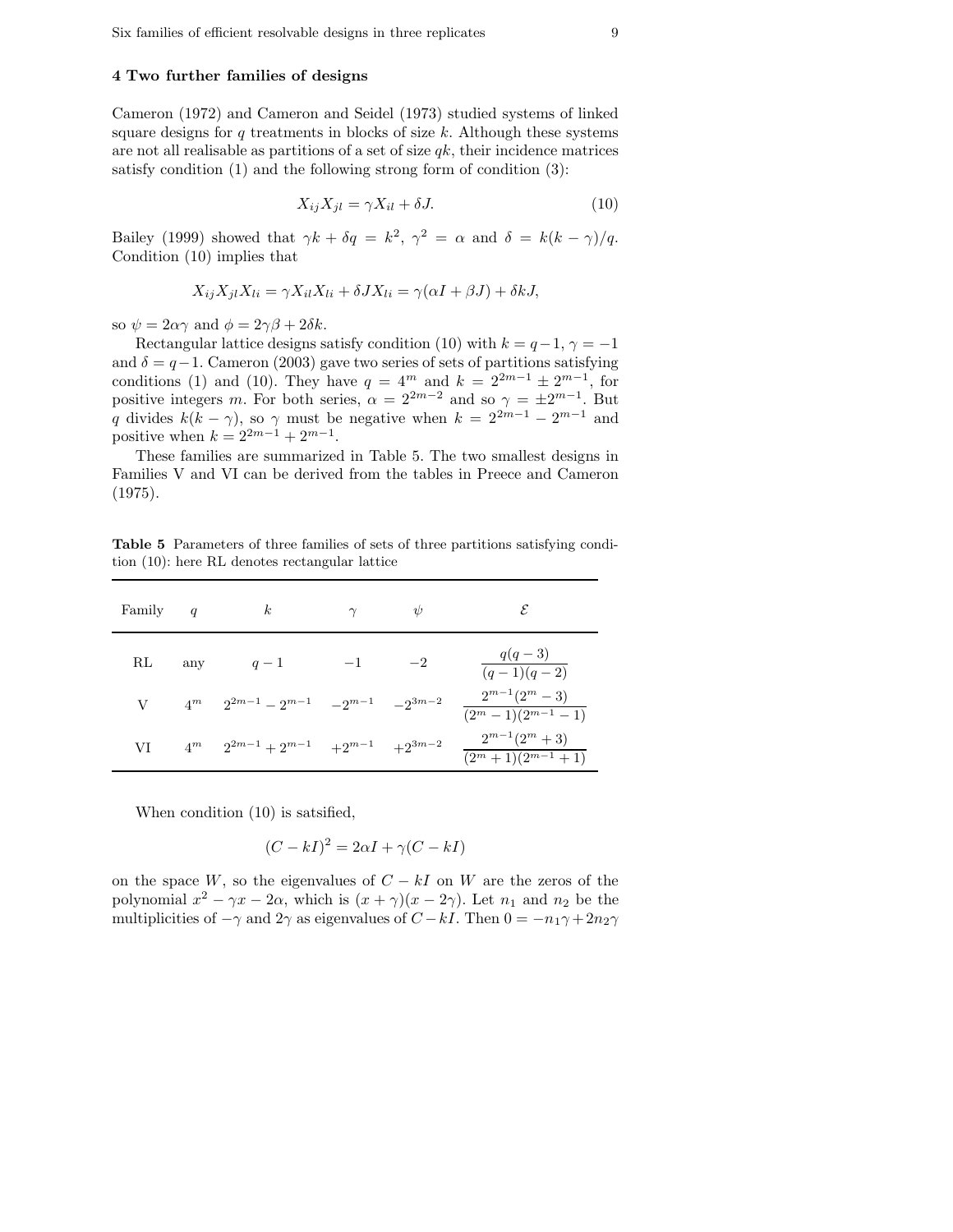## 4 Two further families of designs

Cameron (1972) and Cameron and Seidel (1973) studied systems of linked square designs for $q$ treatments in blocks of size $k$. Although these systems are not all realisable as partitions of a set of size $qk$, their incidence matrices satisfy condition (1) and the following strong form of condition (3):

$$X_{ij}X_{jl} = \gamma X_{il} + \delta J. \tag{10}$$

Bailey (1999) showed that $\gamma k + \delta q = k^2$, $\gamma^2 = \alpha$ and $\delta = k(k-\gamma)/q$. Condition (10) implies that

$$X_{ij}X_{jl}X_{li} = \gamma X_{il}X_{li} + \delta J X_{li} = \gamma(\alpha I + \beta J) + \delta k J,$$

so $\psi = 2\alpha\gamma$ and $\phi = 2\gamma\beta + 2\delta k$.

Rectangular lattice designs satisfy condition (10) with $k = q-1$, $\gamma = -1$ and $\delta = q-1$. Cameron (2003) gave two series of sets of partitions satisfying conditions (1) and (10). They have $q = 4^m$ and $k = 2^{2m-1} \pm 2^{m-1}$, for positive integers $m$. For both series, $\alpha = 2^{2m-2}$ and so $\gamma = \pm 2^{m-1}$. But $q$ divides $k(k-\gamma)$, so $\gamma$ must be negative when $k = 2^{2m-1} - 2^{m-1}$ and positive when $k = 2^{2m-1} + 2^{m-1}$.

These families are summarized in Table 5. The two smallest designs in Families V and VI can be derived from the tables in Preece and Cameron (1975).

**Table 5** Parameters of three families of sets of three partitions satisfying condition (10): here RL denotes rectangular lattice

| Family | $q$ | $k$ | $\gamma$ | $\psi$ | $\mathcal{E}$ |
|---|---|---|---|---|---|
| RL | any | $q-1$ | $-1$ | $-2$ | $\dfrac{q(q-3)}{(q-1)(q-2)}$ |
| V | $4^m$ | $2^{2m-1} - 2^{m-1}$ | $-2^{m-1}$ | $-2^{3m-2}$ | $\dfrac{2^{m-1}(2^m-3)}{(2^m-1)(2^{m-1}-1)}$ |
| VI | $4^m$ | $2^{2m-1} + 2^{m-1}$ | $+2^{m-1}$ | $+2^{3m-2}$ | $\dfrac{2^{m-1}(2^m+3)}{(2^m+1)(2^{m-1}+1)}$ |

When condition (10) is satsified,

$$(C - kI)^2 = 2\alpha I + \gamma(C - kI)$$

on the space $W$, so the eigenvalues of $C - kI$ on $W$ are the zeros of the polynomial $x^2 - \gamma x - 2\alpha$, which is $(x+\gamma)(x-2\gamma)$. Let $n_1$ and $n_2$ be the multiplicities of $-\gamma$ and $2\gamma$ as eigenvalues of $C - kI$. Then $0 = -n_1\gamma + 2n_2\gamma$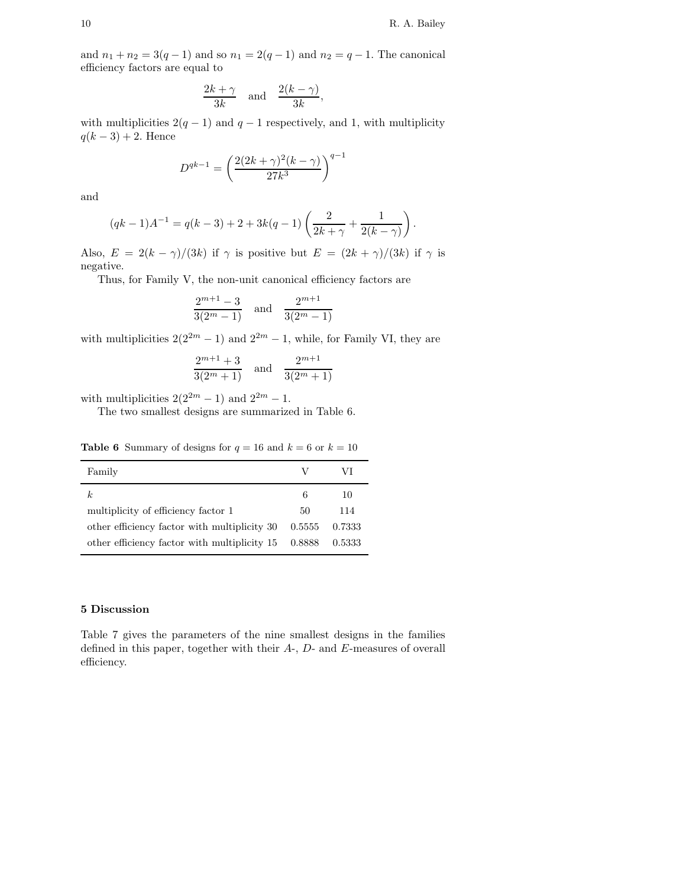and $n_1 + n_2 = 3(q-1)$ and so $n_1 = 2(q-1)$ and $n_2 = q-1$. The canonical efficiency factors are equal to

$$\frac{2k+\gamma}{3k} \quad \text{and} \quad \frac{2(k-\gamma)}{3k},$$

with multiplicities $2(q-1)$ and $q-1$ respectively, and 1, with multiplicity $q(k-3)+2$. Hence

$$D^{qk-1} = \left( \frac{2(2k+\gamma)^2(k-\gamma)}{27k^3} \right)^{q-1}$$

and

$$(qk-1)A^{-1} = q(k-3) + 2 + 3k(q-1)\left( \frac{2}{2k+\gamma} + \frac{1}{2(k-\gamma)} \right).$$

Also, $E = 2(k-\gamma)/(3k)$ if $\gamma$ is positive but $E = (2k+\gamma)/(3k)$ if $\gamma$ is negative.

Thus, for Family V, the non-unit canonical efficiency factors are

$$\frac{2^{m+1}-3}{3(2^m-1)} \quad \text{and} \quad \frac{2^{m+1}}{3(2^m-1)}$$

with multiplicities $2(2^{2m}-1)$ and $2^{2m}-1$, while, for Family VI, they are

$$\frac{2^{m+1}+3}{3(2^m+1)} \quad \text{and} \quad \frac{2^{m+1}}{3(2^m+1)}$$

with multiplicities $2(2^{2m}-1)$ and $2^{2m}-1$.

The two smallest designs are summarized in Table 6.

**Table 6** Summary of designs for $q = 16$ and $k = 6$ or $k = 10$

| Family | V | VI |
|---|---|---|
| $k$ | 6 | 10 |
| multiplicity of efficiency factor 1 | 50 | 114 |
| other efficiency factor with multiplicity 30 | 0.5555 | 0.7333 |
| other efficiency factor with multiplicity 15 | 0.8888 | 0.5333 |

## 5 Discussion

Table 7 gives the parameters of the nine smallest designs in the families defined in this paper, together with their $A$-, $D$- and $E$-measures of overall efficiency.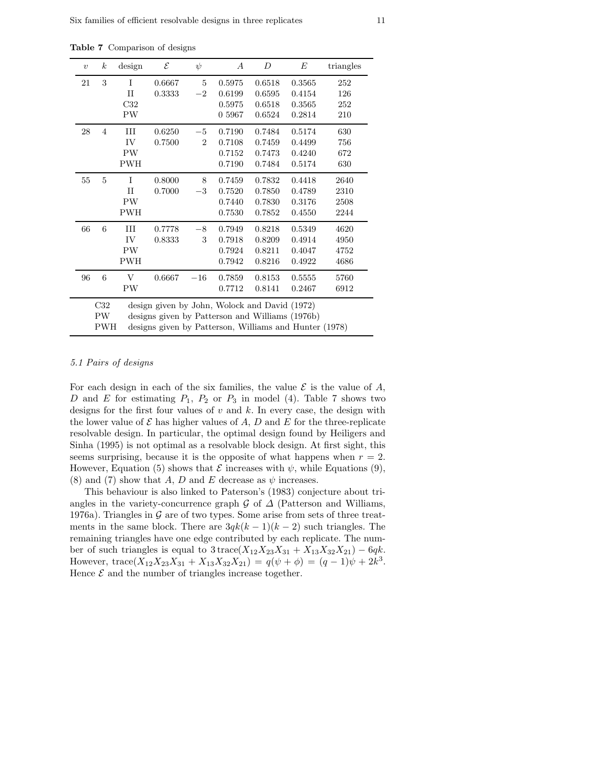**Table 7** Comparison of designs

| $v$ | $k$ | design | $\mathcal{E}$ | $\psi$ | $A$ | $D$ | $E$ | triangles |
|---|---|---|---|---|---|---|---|---|
| 21 | 3 | I | 0.6667 | 5 | 0.5975 | 0.6518 | 0.3565 | 252 |
| | | II | 0.3333 | $-2$ | 0.6199 | 0.6595 | 0.4154 | 126 |
| | | C32 | | | 0.5975 | 0.6518 | 0.3565 | 252 |
| | | PW | | | 0 5967 | 0.6524 | 0.2814 | 210 |
| 28 | 4 | III | 0.6250 | $-5$ | 0.7190 | 0.7484 | 0.5174 | 630 |
| | | IV | 0.7500 | 2 | 0.7108 | 0.7459 | 0.4499 | 756 |
| | | PW | | | 0.7152 | 0.7473 | 0.4240 | 672 |
| | | PWH | | | 0.7190 | 0.7484 | 0.5174 | 630 |
| 55 | 5 | I | 0.8000 | 8 | 0.7459 | 0.7832 | 0.4418 | 2640 |
| | | II | 0.7000 | $-3$ | 0.7520 | 0.7850 | 0.4789 | 2310 |
| | | PW | | | 0.7440 | 0.7830 | 0.3176 | 2508 |
| | | PWH | | | 0.7530 | 0.7852 | 0.4550 | 2244 |
| 66 | 6 | III | 0.7778 | $-8$ | 0.7949 | 0.8218 | 0.5349 | 4620 |
| | | IV | 0.8333 | 3 | 0.7918 | 0.8209 | 0.4914 | 4950 |
| | | PW | | | 0.7924 | 0.8211 | 0.4047 | 4752 |
| | | PWH | | | 0.7942 | 0.8216 | 0.4922 | 4686 |
| 96 | 6 | V | 0.6667 | $-16$ | 0.7859 | 0.8153 | 0.5555 | 5760 |
| | | PW | | | 0.7712 | 0.8141 | 0.2467 | 6912 |

C32 design given by John, Wolock and David (1972)
PW designs given by Patterson and Williams (1976b)
PWH designs given by Patterson, Williams and Hunter (1978)

*5.1 Pairs of designs*

For each design in each of the six families, the value $\mathcal{E}$ is the value of $A$, $D$ and $E$ for estimating $P_1$, $P_2$ or $P_3$ in model (4). Table 7 shows two designs for the first four values of $v$ and $k$. In every case, the design with the lower value of $\mathcal{E}$ has higher values of $A$, $D$ and $E$ for the three-replicate resolvable design. In particular, the optimal design found by Heiligers and Sinha (1995) is not optimal as a resolvable block design. At first sight, this seems surprising, because it is the opposite of what happens when $r = 2$. However, Equation (5) shows that $\mathcal{E}$ increases with $\psi$, while Equations (9), (8) and (7) show that $A$, $D$ and $E$ decrease as $\psi$ increases.

This behaviour is also linked to Paterson's (1983) conjecture about triangles in the variety-concurrence graph $\mathcal{G}$ of $\varDelta$ (Patterson and Williams, 1976a). Triangles in $\mathcal{G}$ are of two types. Some arise from sets of three treatments in the same block. There are $3qk(k-1)(k-2)$ such triangles. The remaining triangles have one edge contributed by each replicate. The number of such triangles is equal to $3\,\mathrm{trace}(X_{12}X_{23}X_{31} + X_{13}X_{32}X_{21}) - 6qk$. However, $\mathrm{trace}(X_{12}X_{23}X_{31} + X_{13}X_{32}X_{21}) = q(\psi + \phi) = (q-1)\psi + 2k^3$. Hence $\mathcal{E}$ and the number of triangles increase together.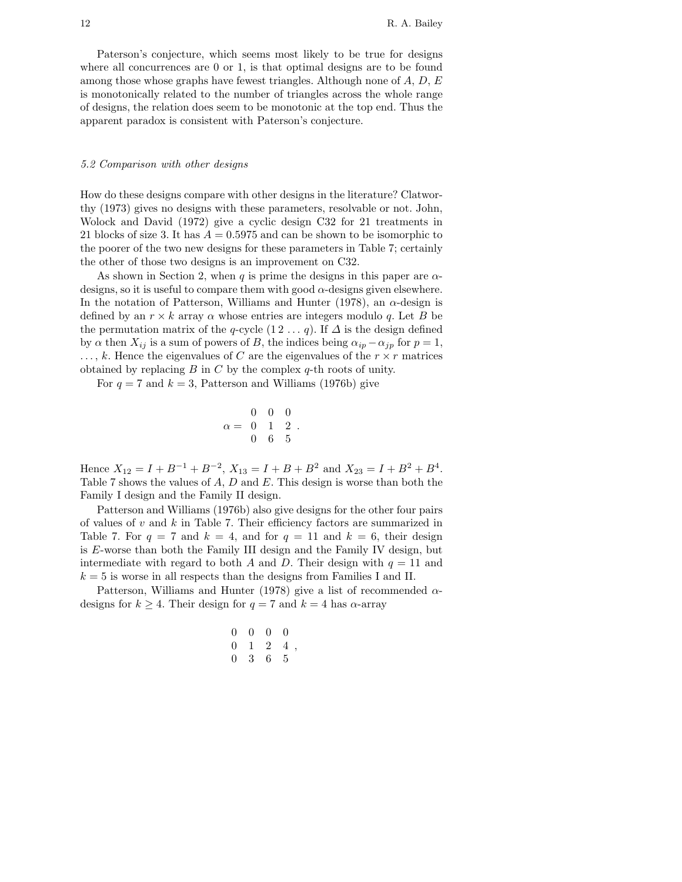Paterson's conjecture, which seems most likely to be true for designs where all concurrences are 0 or 1, is that optimal designs are to be found among those whose graphs have fewest triangles. Although none of $A$, $D$, $E$ is monotonically related to the number of triangles across the whole range of designs, the relation does seem to be monotonic at the top end. Thus the apparent paradox is consistent with Paterson's conjecture.

### *5.2 Comparison with other designs*

How do these designs compare with other designs in the literature? Clatworthy (1973) gives no designs with these parameters, resolvable or not. John, Wolock and David (1972) give a cyclic design C32 for 21 treatments in 21 blocks of size 3. It has $A = 0.5975$ and can be shown to be isomorphic to the poorer of the two new designs for these parameters in Table 7; certainly the other of those two designs is an improvement on C32.

As shown in Section 2, when $q$ is prime the designs in this paper are $\alpha$-designs, so it is useful to compare them with good $\alpha$-designs given elsewhere. In the notation of Patterson, Williams and Hunter (1978), an $\alpha$-design is defined by an $r \times k$ array $\alpha$ whose entries are integers modulo $q$. Let $B$ be the permutation matrix of the $q$-cycle $(1\,2\,\ldots\,q)$. If $\Delta$ is the design defined by $\alpha$ then $X_{ij}$ is a sum of powers of $B$, the indices being $\alpha_{ip} - \alpha_{jp}$ for $p = 1, \ldots, k$. Hence the eigenvalues of $C$ are the eigenvalues of the $r \times r$ matrices obtained by replacing $B$ in $C$ by the complex $q$-th roots of unity.

For $q = 7$ and $k = 3$, Patterson and Williams (1976b) give

$$\alpha = \begin{matrix} 0 & 0 & 0 \\ 0 & 1 & 2 \\ 0 & 6 & 5 \end{matrix}.$$

Hence $X_{12} = I + B^{-1} + B^{-2}$, $X_{13} = I + B + B^2$ and $X_{23} = I + B^2 + B^4$. Table 7 shows the values of $A$, $D$ and $E$. This design is worse than both the Family I design and the Family II design.

Patterson and Williams (1976b) also give designs for the other four pairs of values of $v$ and $k$ in Table 7. Their efficiency factors are summarized in Table 7. For $q = 7$ and $k = 4$, and for $q = 11$ and $k = 6$, their design is $E$-worse than both the Family III design and the Family IV design, but intermediate with regard to both $A$ and $D$. Their design with $q = 11$ and $k = 5$ is worse in all respects than the designs from Families I and II.

Patterson, Williams and Hunter (1978) give a list of recommended $\alpha$-designs for $k \geq 4$. Their design for $q = 7$ and $k = 4$ has $\alpha$-array

$$\begin{matrix} 0 & 0 & 0 & 0 \\ 0 & 1 & 2 & 4 \\ 0 & 3 & 6 & 5 \end{matrix},$$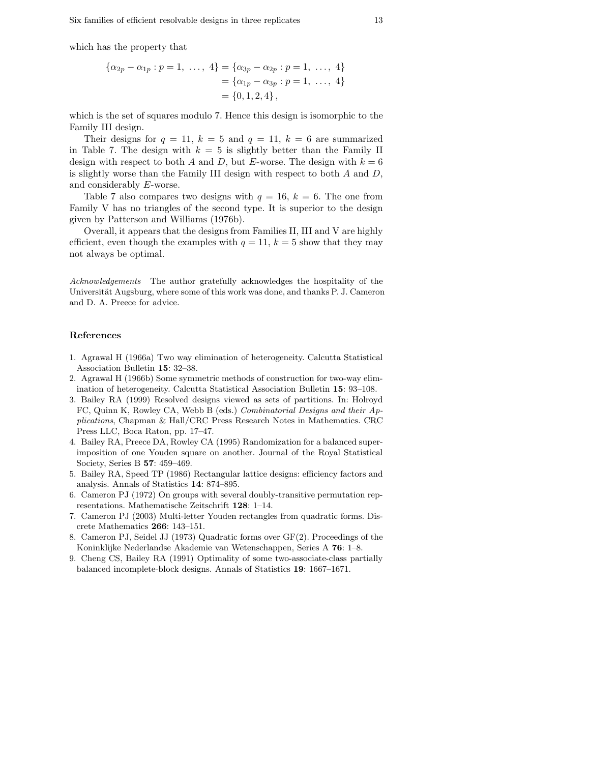which has the property that

$$
\begin{aligned}
\{\alpha_{2p} - \alpha_{1p} : p = 1, \ldots, 4\} &= \{\alpha_{3p} - \alpha_{2p} : p = 1, \ldots, 4\} \\
&= \{\alpha_{1p} - \alpha_{3p} : p = 1, \ldots, 4\} \\
&= \{0, 1, 2, 4\},
\end{aligned}
$$

which is the set of squares modulo 7. Hence this design is isomorphic to the Family III design.

Their designs for $q = 11$, $k = 5$ and $q = 11$, $k = 6$ are summarized in Table 7. The design with $k = 5$ is slightly better than the Family II design with respect to both $A$ and $D$, but $E$-worse. The design with $k = 6$ is slightly worse than the Family III design with respect to both $A$ and $D$, and considerably $E$-worse.

Table 7 also compares two designs with $q = 16$, $k = 6$. The one from Family V has no triangles of the second type. It is superior to the design given by Patterson and Williams (1976b).

Overall, it appears that the designs from Families II, III and V are highly efficient, even though the examples with $q = 11$, $k = 5$ show that they may not always be optimal.

*Acknowledgements* The author gratefully acknowledges the hospitality of the Universität Augsburg, where some of this work was done, and thanks P. J. Cameron and D. A. Preece for advice.

## References

1. Agrawal H (1966a) Two way elimination of heterogeneity. Calcutta Statistical Association Bulletin **15**: 32–38.
2. Agrawal H (1966b) Some symmetric methods of construction for two-way elimination of heterogeneity. Calcutta Statistical Association Bulletin **15**: 93–108.
3. Bailey RA (1999) Resolved designs viewed as sets of partitions. In: Holroyd FC, Quinn K, Rowley CA, Webb B (eds.) *Combinatorial Designs and their Applications*, Chapman & Hall/CRC Press Research Notes in Mathematics. CRC Press LLC, Boca Raton, pp. 17–47.
4. Bailey RA, Preece DA, Rowley CA (1995) Randomization for a balanced superimposition of one Youden square on another. Journal of the Royal Statistical Society, Series B **57**: 459–469.
5. Bailey RA, Speed TP (1986) Rectangular lattice designs: efficiency factors and analysis. Annals of Statistics **14**: 874–895.
6. Cameron PJ (1972) On groups with several doubly-transitive permutation representations. Mathematische Zeitschrift **128**: 1–14.
7. Cameron PJ (2003) Multi-letter Youden rectangles from quadratic forms. Discrete Mathematics **266**: 143–151.
8. Cameron PJ, Seidel JJ (1973) Quadratic forms over GF(2). Proceedings of the Koninklijke Nederlandse Akademie van Wetenschappen, Series A **76**: 1–8.
9. Cheng CS, Bailey RA (1991) Optimality of some two-associate-class partially balanced incomplete-block designs. Annals of Statistics **19**: 1667–1671.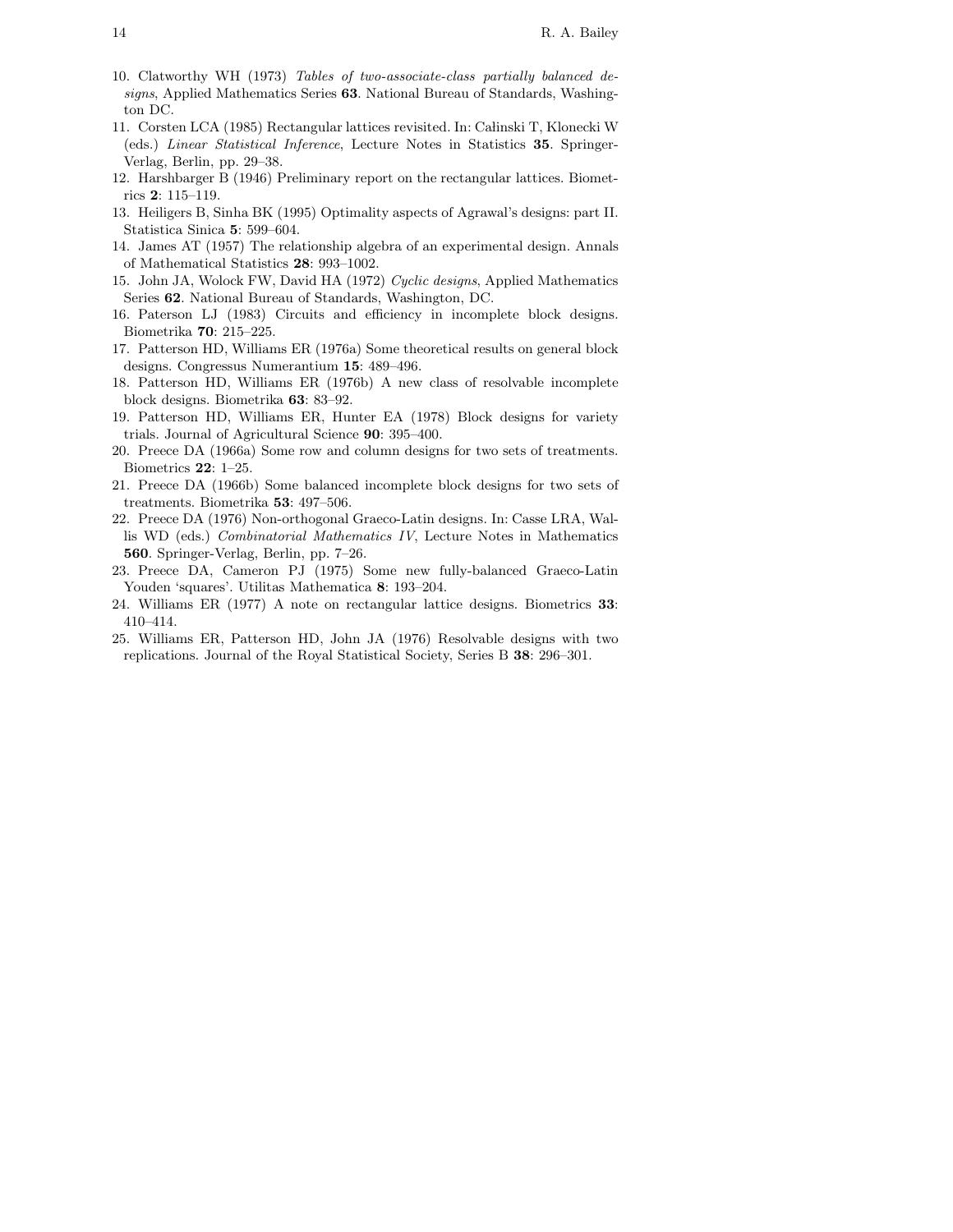10. Clatworthy WH (1973) *Tables of two-associate-class partially balanced designs*, Applied Mathematics Series **63**. National Bureau of Standards, Washington DC.
11. Corsten LCA (1985) Rectangular lattices revisited. In: Całinski T, Klonecki W (eds.) *Linear Statistical Inference*, Lecture Notes in Statistics **35**. Springer-Verlag, Berlin, pp. 29–38.
12. Harshbarger B (1946) Preliminary report on the rectangular lattices. Biometrics **2**: 115–119.
13. Heiligers B, Sinha BK (1995) Optimality aspects of Agrawal's designs: part II. Statistica Sinica **5**: 599–604.
14. James AT (1957) The relationship algebra of an experimental design. Annals of Mathematical Statistics **28**: 993–1002.
15. John JA, Wolock FW, David HA (1972) *Cyclic designs*, Applied Mathematics Series **62**. National Bureau of Standards, Washington, DC.
16. Paterson LJ (1983) Circuits and efficiency in incomplete block designs. Biometrika **70**: 215–225.
17. Patterson HD, Williams ER (1976a) Some theoretical results on general block designs. Congressus Numerantium **15**: 489–496.
18. Patterson HD, Williams ER (1976b) A new class of resolvable incomplete block designs. Biometrika **63**: 83–92.
19. Patterson HD, Williams ER, Hunter EA (1978) Block designs for variety trials. Journal of Agricultural Science **90**: 395–400.
20. Preece DA (1966a) Some row and column designs for two sets of treatments. Biometrics **22**: 1–25.
21. Preece DA (1966b) Some balanced incomplete block designs for two sets of treatments. Biometrika **53**: 497–506.
22. Preece DA (1976) Non-orthogonal Graeco-Latin designs. In: Casse LRA, Wallis WD (eds.) *Combinatorial Mathematics IV*, Lecture Notes in Mathematics **560**. Springer-Verlag, Berlin, pp. 7–26.
23. Preece DA, Cameron PJ (1975) Some new fully-balanced Graeco-Latin Youden 'squares'. Utilitas Mathematica **8**: 193–204.
24. Williams ER (1977) A note on rectangular lattice designs. Biometrics **33**: 410–414.
25. Williams ER, Patterson HD, John JA (1976) Resolvable designs with two replications. Journal of the Royal Statistical Society, Series B **38**: 296–301.